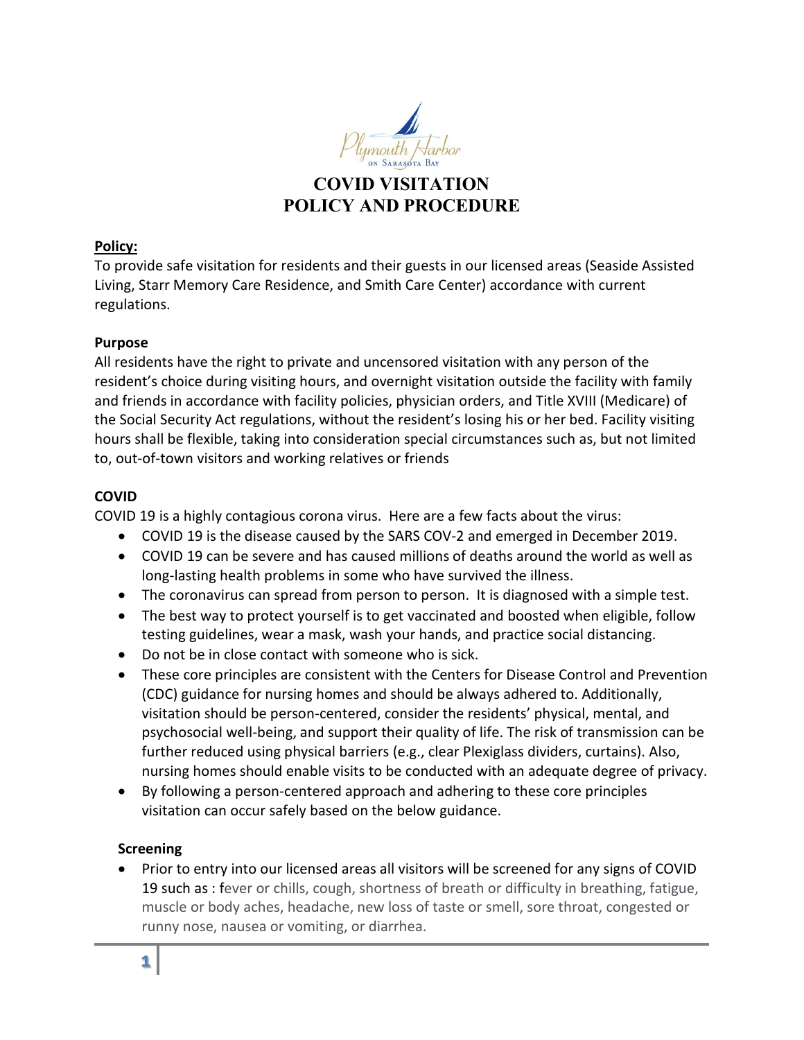# COVID VISITATION
# POLICY AND PROCEDURE

**Policy:**

To provide safe visitation for residents and their guests in our licensed areas (Seaside Assisted Living, Starr Memory Care Residence, and Smith Care Center) accordance with current regulations.

**Purpose**

All residents have the right to private and uncensored visitation with any person of the resident's choice during visiting hours, and overnight visitation outside the facility with family and friends in accordance with facility policies, physician orders, and Title XVIII (Medicare) of the Social Security Act regulations, without the resident's losing his or her bed. Facility visiting hours shall be flexible, taking into consideration special circumstances such as, but not limited to, out-of-town visitors and working relatives or friends

**COVID**

COVID 19 is a highly contagious corona virus. Here are a few facts about the virus:

- COVID 19 is the disease caused by the SARS COV-2 and emerged in December 2019.
- COVID 19 can be severe and has caused millions of deaths around the world as well as long-lasting health problems in some who have survived the illness.
- The coronavirus can spread from person to person. It is diagnosed with a simple test.
- The best way to protect yourself is to get vaccinated and boosted when eligible, follow testing guidelines, wear a mask, wash your hands, and practice social distancing.
- Do not be in close contact with someone who is sick.
- These core principles are consistent with the Centers for Disease Control and Prevention (CDC) guidance for nursing homes and should be always adhered to. Additionally, visitation should be person-centered, consider the residents' physical, mental, and psychosocial well-being, and support their quality of life. The risk of transmission can be further reduced using physical barriers (e.g., clear Plexiglass dividers, curtains). Also, nursing homes should enable visits to be conducted with an adequate degree of privacy.
- By following a person-centered approach and adhering to these core principles visitation can occur safely based on the below guidance.

**Screening**

- Prior to entry into our licensed areas all visitors will be screened for any signs of COVID 19 such as : fever or chills, cough, shortness of breath or difficulty in breathing, fatigue, muscle or body aches, headache, new loss of taste or smell, sore throat, congested or runny nose, nausea or vomiting, or diarrhea.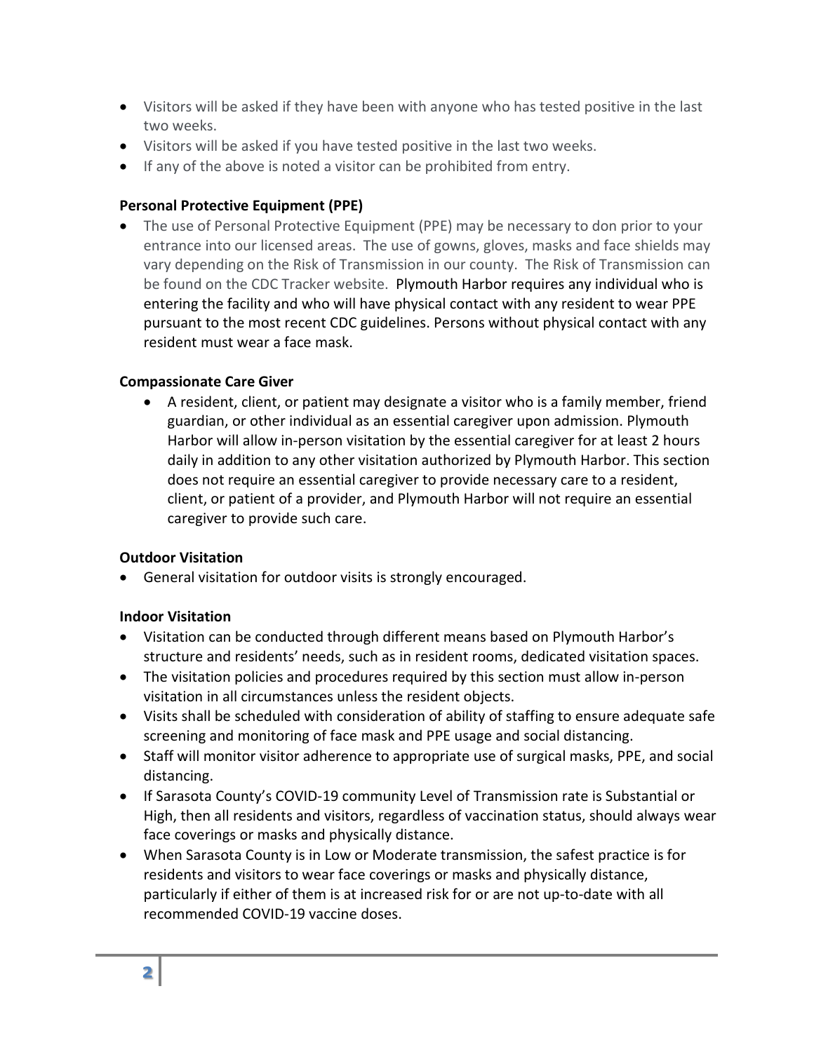- Visitors will be asked if they have been with anyone who has tested positive in the last two weeks.
- Visitors will be asked if you have tested positive in the last two weeks.
- If any of the above is noted a visitor can be prohibited from entry.

**Personal Protective Equipment (PPE)**

- The use of Personal Protective Equipment (PPE) may be necessary to don prior to your entrance into our licensed areas. The use of gowns, gloves, masks and face shields may vary depending on the Risk of Transmission in our county. The Risk of Transmission can be found on the CDC Tracker website. Plymouth Harbor requires any individual who is entering the facility and who will have physical contact with any resident to wear PPE pursuant to the most recent CDC guidelines. Persons without physical contact with any resident must wear a face mask.

**Compassionate Care Giver**

- A resident, client, or patient may designate a visitor who is a family member, friend guardian, or other individual as an essential caregiver upon admission. Plymouth Harbor will allow in-person visitation by the essential caregiver for at least 2 hours daily in addition to any other visitation authorized by Plymouth Harbor. This section does not require an essential caregiver to provide necessary care to a resident, client, or patient of a provider, and Plymouth Harbor will not require an essential caregiver to provide such care.

**Outdoor Visitation**

- General visitation for outdoor visits is strongly encouraged.

**Indoor Visitation**

- Visitation can be conducted through different means based on Plymouth Harbor's structure and residents' needs, such as in resident rooms, dedicated visitation spaces.
- The visitation policies and procedures required by this section must allow in-person visitation in all circumstances unless the resident objects.
- Visits shall be scheduled with consideration of ability of staffing to ensure adequate safe screening and monitoring of face mask and PPE usage and social distancing.
- Staff will monitor visitor adherence to appropriate use of surgical masks, PPE, and social distancing.
- If Sarasota County's COVID-19 community Level of Transmission rate is Substantial or High, then all residents and visitors, regardless of vaccination status, should always wear face coverings or masks and physically distance.
- When Sarasota County is in Low or Moderate transmission, the safest practice is for residents and visitors to wear face coverings or masks and physically distance, particularly if either of them is at increased risk for or are not up-to-date with all recommended COVID-19 vaccine doses.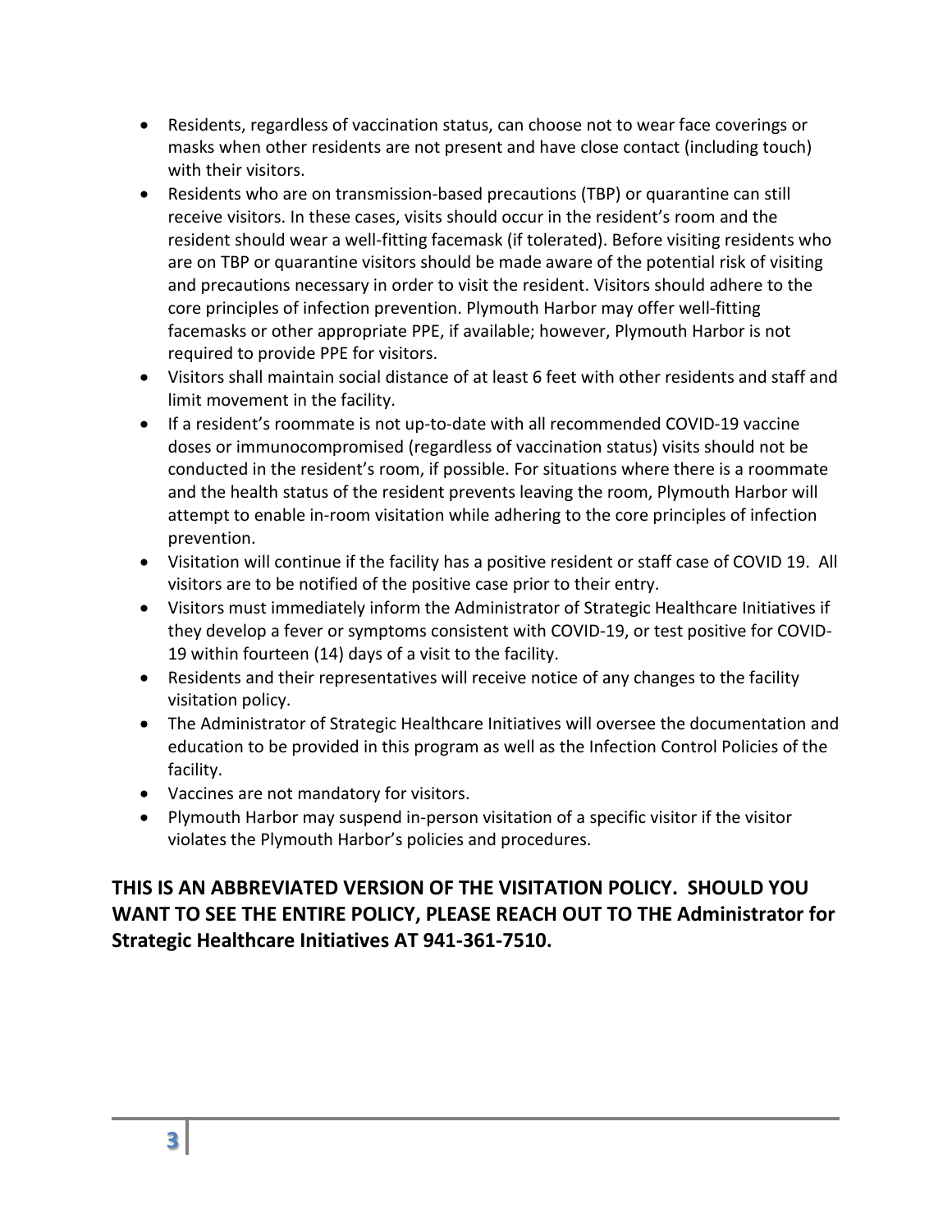- Residents, regardless of vaccination status, can choose not to wear face coverings or masks when other residents are not present and have close contact (including touch) with their visitors.
- Residents who are on transmission-based precautions (TBP) or quarantine can still receive visitors. In these cases, visits should occur in the resident's room and the resident should wear a well-fitting facemask (if tolerated). Before visiting residents who are on TBP or quarantine visitors should be made aware of the potential risk of visiting and precautions necessary in order to visit the resident. Visitors should adhere to the core principles of infection prevention. Plymouth Harbor may offer well-fitting facemasks or other appropriate PPE, if available; however, Plymouth Harbor is not required to provide PPE for visitors.
- Visitors shall maintain social distance of at least 6 feet with other residents and staff and limit movement in the facility.
- If a resident's roommate is not up-to-date with all recommended COVID-19 vaccine doses or immunocompromised (regardless of vaccination status) visits should not be conducted in the resident's room, if possible. For situations where there is a roommate and the health status of the resident prevents leaving the room, Plymouth Harbor will attempt to enable in-room visitation while adhering to the core principles of infection prevention.
- Visitation will continue if the facility has a positive resident or staff case of COVID 19. All visitors are to be notified of the positive case prior to their entry.
- Visitors must immediately inform the Administrator of Strategic Healthcare Initiatives if they develop a fever or symptoms consistent with COVID-19, or test positive for COVID-19 within fourteen (14) days of a visit to the facility.
- Residents and their representatives will receive notice of any changes to the facility visitation policy.
- The Administrator of Strategic Healthcare Initiatives will oversee the documentation and education to be provided in this program as well as the Infection Control Policies of the facility.
- Vaccines are not mandatory for visitors.
- Plymouth Harbor may suspend in-person visitation of a specific visitor if the visitor violates the Plymouth Harbor's policies and procedures.

**THIS IS AN ABBREVIATED VERSION OF THE VISITATION POLICY. SHOULD YOU WANT TO SEE THE ENTIRE POLICY, PLEASE REACH OUT TO THE Administrator for Strategic Healthcare Initiatives AT 941-361-7510.**